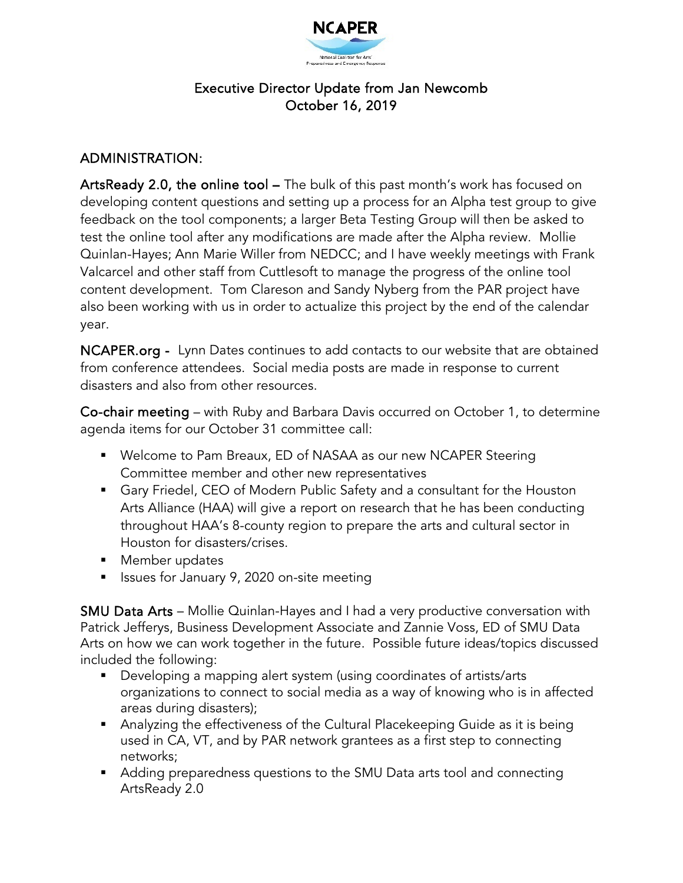# NCAPER

National Coalition for Arts' Preparedness and Emergency Response

## Executive Director Update from Jan Newcomb
## October 16, 2019

### ADMINISTRATION:

**ArtsReady 2.0, the online tool –** The bulk of this past month's work has focused on developing content questions and setting up a process for an Alpha test group to give feedback on the tool components; a larger Beta Testing Group will then be asked to test the online tool after any modifications are made after the Alpha review. Mollie Quinlan-Hayes; Ann Marie Willer from NEDCC; and I have weekly meetings with Frank Valcarcel and other staff from Cuttlesoft to manage the progress of the online tool content development. Tom Clareson and Sandy Nyberg from the PAR project have also been working with us in order to actualize this project by the end of the calendar year.

**NCAPER.org -** Lynn Dates continues to add contacts to our website that are obtained from conference attendees. Social media posts are made in response to current disasters and also from other resources.

**Co-chair meeting** – with Ruby and Barbara Davis occurred on October 1, to determine agenda items for our October 31 committee call:

- Welcome to Pam Breaux, ED of NASAA as our new NCAPER Steering Committee member and other new representatives
- Gary Friedel, CEO of Modern Public Safety and a consultant for the Houston Arts Alliance (HAA) will give a report on research that he has been conducting throughout HAA's 8-county region to prepare the arts and cultural sector in Houston for disasters/crises.
- Member updates
- Issues for January 9, 2020 on-site meeting

**SMU Data Arts** – Mollie Quinlan-Hayes and I had a very productive conversation with Patrick Jefferys, Business Development Associate and Zannie Voss, ED of SMU Data Arts on how we can work together in the future. Possible future ideas/topics discussed included the following:

- Developing a mapping alert system (using coordinates of artists/arts organizations to connect to social media as a way of knowing who is in affected areas during disasters);
- Analyzing the effectiveness of the Cultural Placekeeping Guide as it is being used in CA, VT, and by PAR network grantees as a first step to connecting networks;
- Adding preparedness questions to the SMU Data arts tool and connecting ArtsReady 2.0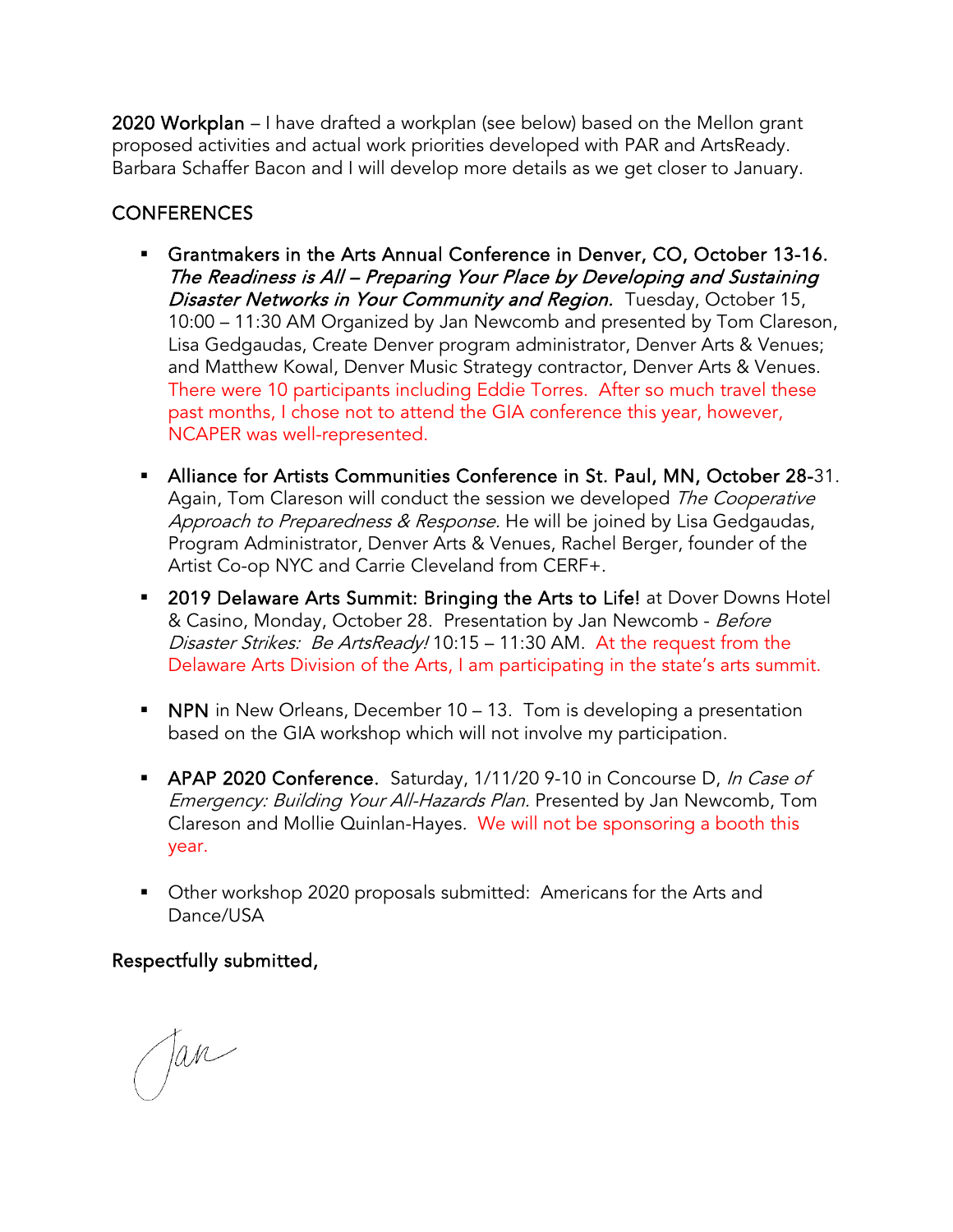**2020 Workplan** – I have drafted a workplan (see below) based on the Mellon grant proposed activities and actual work priorities developed with PAR and ArtsReady. Barbara Schaffer Bacon and I will develop more details as we get closer to January.

## CONFERENCES

- **Grantmakers in the Arts Annual Conference in Denver, CO, October 13-16.** *The Readiness is All – Preparing Your Place by Developing and Sustaining Disaster Networks in Your Community and Region.* Tuesday, October 15, 10:00 – 11:30 AM Organized by Jan Newcomb and presented by Tom Clareson, Lisa Gedgaudas, Create Denver program administrator, Denver Arts & Venues; and Matthew Kowal, Denver Music Strategy contractor, Denver Arts & Venues. There were 10 participants including Eddie Torres. After so much travel these past months, I chose not to attend the GIA conference this year, however, NCAPER was well-represented.

- **Alliance for Artists Communities Conference in St. Paul, MN, October 28-**31. Again, Tom Clareson will conduct the session we developed *The Cooperative Approach to Preparedness & Response.* He will be joined by Lisa Gedgaudas, Program Administrator, Denver Arts & Venues, Rachel Berger, founder of the Artist Co-op NYC and Carrie Cleveland from CERF+.

- **2019 Delaware Arts Summit: Bringing the Arts to Life!** at Dover Downs Hotel & Casino, Monday, October 28. Presentation by Jan Newcomb - *Before Disaster Strikes: Be ArtsReady!* 10:15 – 11:30 AM. At the request from the Delaware Arts Division of the Arts, I am participating in the state's arts summit.

- **NPN** in New Orleans, December 10 – 13. Tom is developing a presentation based on the GIA workshop which will not involve my participation.

- **APAP 2020 Conference.** Saturday, 1/11/20 9-10 in Concourse D, *In Case of Emergency: Building Your All-Hazards Plan.* Presented by Jan Newcomb, Tom Clareson and Mollie Quinlan-Hayes. We will not be sponsoring a booth this year.

- Other workshop 2020 proposals submitted: Americans for the Arts and Dance/USA

**Respectfully submitted,**

Jan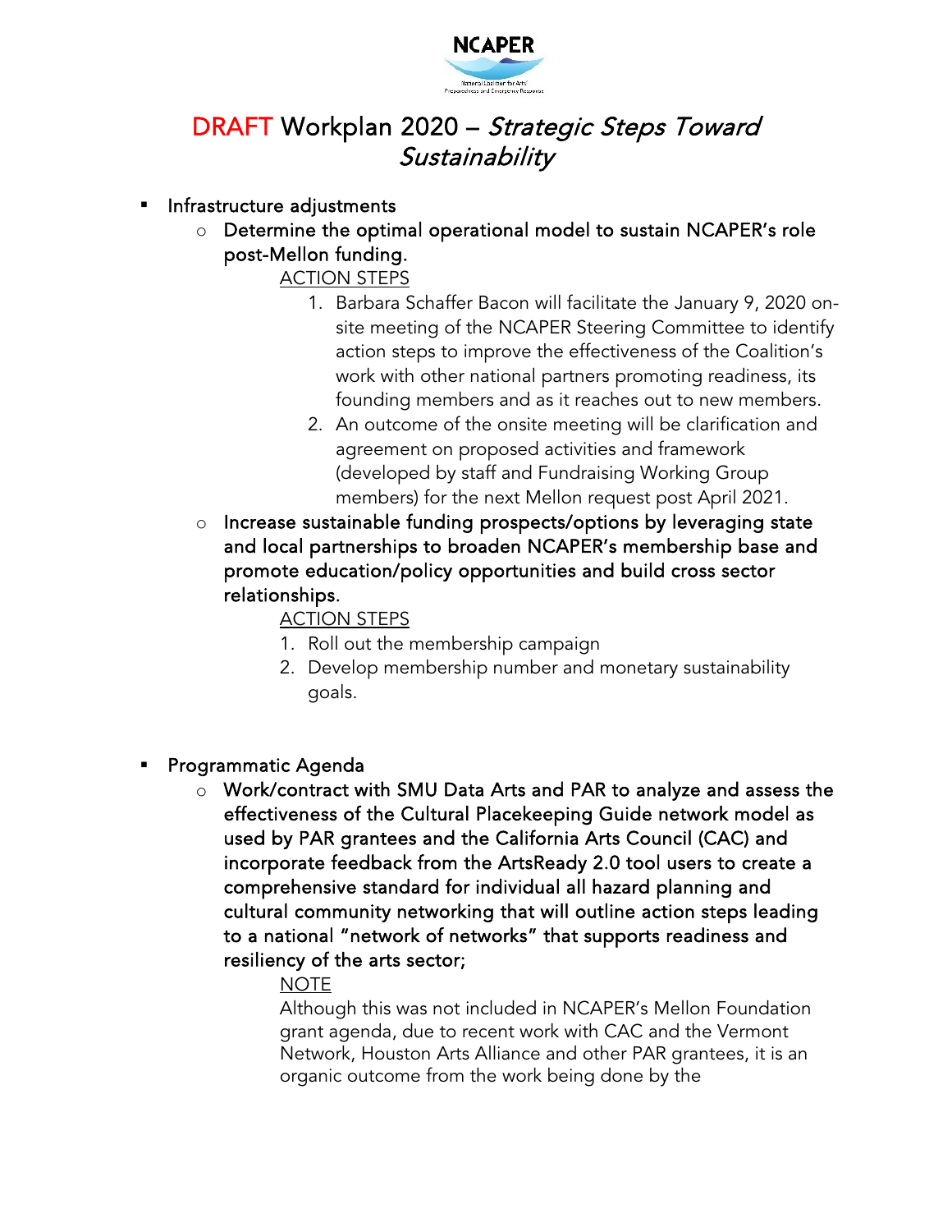NCAPER

National Coalition for Arts' Preparedness and Emergency Response

# DRAFT Workplan 2020 – *Strategic Steps Toward Sustainability*

- Infrastructure adjustments
  - Determine the optimal operational model to sustain NCAPER's role post-Mellon funding.

    ACTION STEPS

    1. Barbara Schaffer Bacon will facilitate the January 9, 2020 on-site meeting of the NCAPER Steering Committee to identify action steps to improve the effectiveness of the Coalition's work with other national partners promoting readiness, its founding members and as it reaches out to new members.
    2. An outcome of the onsite meeting will be clarification and agreement on proposed activities and framework (developed by staff and Fundraising Working Group members) for the next Mellon request post April 2021.
  - Increase sustainable funding prospects/options by leveraging state and local partnerships to broaden NCAPER's membership base and promote education/policy opportunities and build cross sector relationships.

    ACTION STEPS

    1. Roll out the membership campaign
    2. Develop membership number and monetary sustainability goals.

- Programmatic Agenda
  - Work/contract with SMU Data Arts and PAR to analyze and assess the effectiveness of the Cultural Placekeeping Guide network model as used by PAR grantees and the California Arts Council (CAC) and incorporate feedback from the ArtsReady 2.0 tool users to create a comprehensive standard for individual all hazard planning and cultural community networking that will outline action steps leading to a national "network of networks" that supports readiness and resiliency of the arts sector;

    NOTE

    Although this was not included in NCAPER's Mellon Foundation grant agenda, due to recent work with CAC and the Vermont Network, Houston Arts Alliance and other PAR grantees, it is an organic outcome from the work being done by the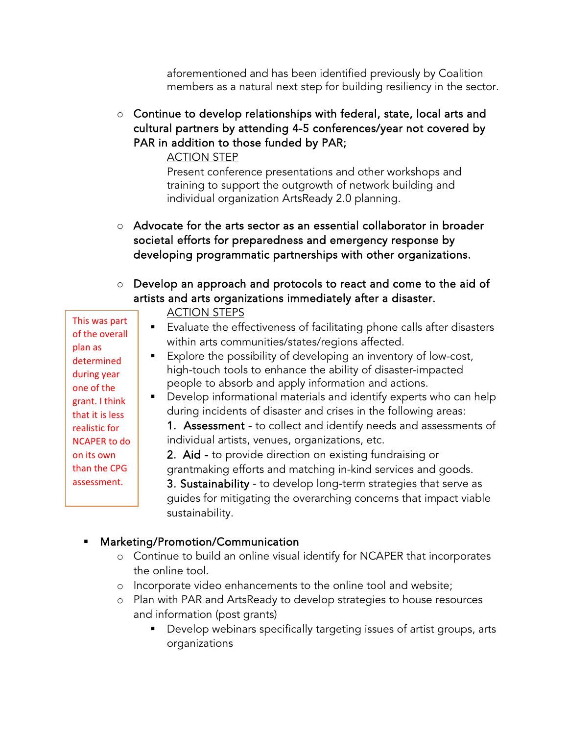aforementioned and has been identified previously by Coalition members as a natural next step for building resiliency in the sector.

- Continue to develop relationships with federal, state, local arts and cultural partners by attending 4-5 conferences/year not covered by PAR in addition to those funded by PAR;

  ACTION STEP

  Present conference presentations and other workshops and training to support the outgrowth of network building and individual organization ArtsReady 2.0 planning.

- Advocate for the arts sector as an essential collaborator in broader societal efforts for preparedness and emergency response by developing programmatic partnerships with other organizations.

- Develop an approach and protocols to react and come to the aid of artists and arts organizations immediately after a disaster.

  ACTION STEPS

  - Evaluate the effectiveness of facilitating phone calls after disasters within arts communities/states/regions affected.
  - Explore the possibility of developing an inventory of low-cost, high-touch tools to enhance the ability of disaster-impacted people to absorb and apply information and actions.
  - Develop informational materials and identify experts who can help during incidents of disaster and crises in the following areas:

    1. Assessment - to collect and identify needs and assessments of individual artists, venues, organizations, etc.
    2. Aid - to provide direction on existing fundraising or grantmaking efforts and matching in-kind services and goods.
    3. Sustainability - to develop long-term strategies that serve as guides for mitigating the overarching concerns that impact viable sustainability.

> This was part of the overall plan as determined during year one of the grant. I think that it is less realistic for NCAPER to do on its own than the CPG assessment.

- Marketing/Promotion/Communication
  - Continue to build an online visual identify for NCAPER that incorporates the online tool.
  - Incorporate video enhancements to the online tool and website;
  - Plan with PAR and ArtsReady to develop strategies to house resources and information (post grants)
    - Develop webinars specifically targeting issues of artist groups, arts organizations